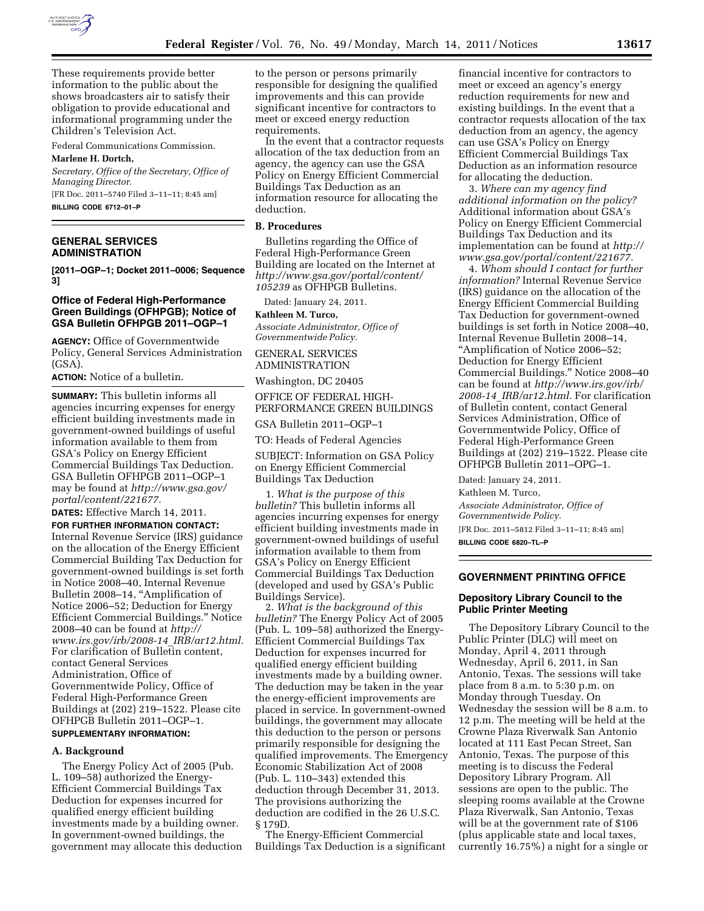These requirements provide better information to the public about the shows broadcasters air to satisfy their obligation to provide educational and informational programming under the Children's Television Act.

Federal Communications Commission.

**Marlene H. Dortch,**

*Secretary, Office of the Secretary, Office of Managing Director.*

[FR Doc. 2011–5740 Filed 3–11–11; 8:45 am]

**BILLING CODE 6712–01–P**

## GENERAL SERVICES ADMINISTRATION

**[2011–OGP–1; Docket 2011–0006; Sequence 3]**

### Office of Federal High-Performance Green Buildings (OFHPGB); Notice of GSA Bulletin OFHPGB 2011–OGP–1

**AGENCY:** Office of Governmentwide Policy, General Services Administration (GSA).

**ACTION:** Notice of a bulletin.

**SUMMARY:** This bulletin informs all agencies incurring expenses for energy efficient building investments made in government-owned buildings of useful information available to them from GSA's Policy on Energy Efficient Commercial Buildings Tax Deduction. GSA Bulletin OFHPGB 2011–OGP–1 may be found at *http://www.gsa.gov/portal/content/221677*.

**DATES:** Effective March 14, 2011.

**FOR FURTHER INFORMATION CONTACT:** Internal Revenue Service (IRS) guidance on the allocation of the Energy Efficient Commercial Building Tax Deduction for government-owned buildings is set forth in Notice 2008–40, Internal Revenue Bulletin 2008–14, "Amplification of Notice 2006–52; Deduction for Energy Efficient Commercial Buildings." Notice 2008–40 can be found at *http://www.irs.gov/irb/2008-14_IRB/ar12.html*. For clarification of Bulletin content, contact General Services Administration, Office of Governmentwide Policy, Office of Federal High-Performance Green Buildings at (202) 219–1522. Please cite OFHPGB Bulletin 2011–OGP–1.

**SUPPLEMENTARY INFORMATION:**

**A. Background**

The Energy Policy Act of 2005 (Pub. L. 109–58) authorized the Energy-Efficient Commercial Buildings Tax Deduction for expenses incurred for qualified energy efficient building investments made by a building owner. In government-owned buildings, the government may allocate this deduction to the person or persons primarily responsible for designing the qualified improvements and this can provide significant incentive for contractors to meet or exceed energy reduction requirements.

In the event that a contractor requests allocation of the tax deduction from an agency, the agency can use the GSA Policy on Energy Efficient Commercial Buildings Tax Deduction as an information resource for allocating the deduction.

**B. Procedures**

Bulletins regarding the Office of Federal High-Performance Green Building are located on the Internet at *http://www.gsa.gov/portal/content/105239* as OFHPGB Bulletins.

Dated: January 24, 2011.

**Kathleen M. Turco,**

*Associate Administrator, Office of Governmentwide Policy.*

GENERAL SERVICES ADMINISTRATION

Washington, DC 20405

OFFICE OF FEDERAL HIGH-PERFORMANCE GREEN BUILDINGS

GSA Bulletin 2011–OGP–1

TO: Heads of Federal Agencies

SUBJECT: Information on GSA Policy on Energy Efficient Commercial Buildings Tax Deduction

1. *What is the purpose of this bulletin?* This bulletin informs all agencies incurring expenses for energy efficient building investments made in government-owned buildings of useful information available to them from GSA's Policy on Energy Efficient Commercial Buildings Tax Deduction (developed and used by GSA's Public Buildings Service).

2. *What is the background of this bulletin?* The Energy Policy Act of 2005 (Pub. L. 109–58) authorized the Energy-Efficient Commercial Buildings Tax Deduction for expenses incurred for qualified energy efficient building investments made by a building owner. The deduction may be taken in the year the energy-efficient improvements are placed in service. In government-owned buildings, the government may allocate this deduction to the person or persons primarily responsible for designing the qualified improvements. The Emergency Economic Stabilization Act of 2008 (Pub. L. 110–343) extended this deduction through December 31, 2013. The provisions authorizing the deduction are codified in the 26 U.S.C. § 179D.

The Energy-Efficient Commercial Buildings Tax Deduction is a significant financial incentive for contractors to meet or exceed an agency's energy reduction requirements for new and existing buildings. In the event that a contractor requests allocation of the tax deduction from an agency, the agency can use GSA's Policy on Energy Efficient Commercial Buildings Tax Deduction as an information resource for allocating the deduction.

3. *Where can my agency find additional information on the policy?* Additional information about GSA's Policy on Energy Efficient Commercial Buildings Tax Deduction and its implementation can be found at *http://www.gsa.gov/portal/content/221677*.

4. *Whom should I contact for further information?* Internal Revenue Service (IRS) guidance on the allocation of the Energy Efficient Commercial Building Tax Deduction for government-owned buildings is set forth in Notice 2008–40, Internal Revenue Bulletin 2008–14, "Amplification of Notice 2006–52; Deduction for Energy Efficient Commercial Buildings." Notice 2008–40 can be found at *http://www.irs.gov/irb/2008-14_IRB/ar12.html*. For clarification of Bulletin content, contact General Services Administration, Office of Governmentwide Policy, Office of Federal High-Performance Green Buildings at (202) 219–1522. Please cite OFHPGB Bulletin 2011–OPG–1.

Dated: January 24, 2011.

Kathleen M. Turco,

*Associate Administrator, Office of Governmentwide Policy.*

[FR Doc. 2011–5812 Filed 3–11–11; 8:45 am]

**BILLING CODE 6820–TL–P**

## GOVERNMENT PRINTING OFFICE

### Depository Library Council to the Public Printer Meeting

The Depository Library Council to the Public Printer (DLC) will meet on Monday, April 4, 2011 through Wednesday, April 6, 2011, in San Antonio, Texas. The sessions will take place from 8 a.m. to 5:30 p.m. on Monday through Tuesday. On Wednesday the session will be 8 a.m. to 12 p.m. The meeting will be held at the Crowne Plaza Riverwalk San Antonio located at 111 East Pecan Street, San Antonio, Texas. The purpose of this meeting is to discuss the Federal Depository Library Program. All sessions are open to the public. The sleeping rooms available at the Crowne Plaza Riverwalk, San Antonio, Texas will be at the government rate of $106 (plus applicable state and local taxes, currently 16.75%) a night for a single or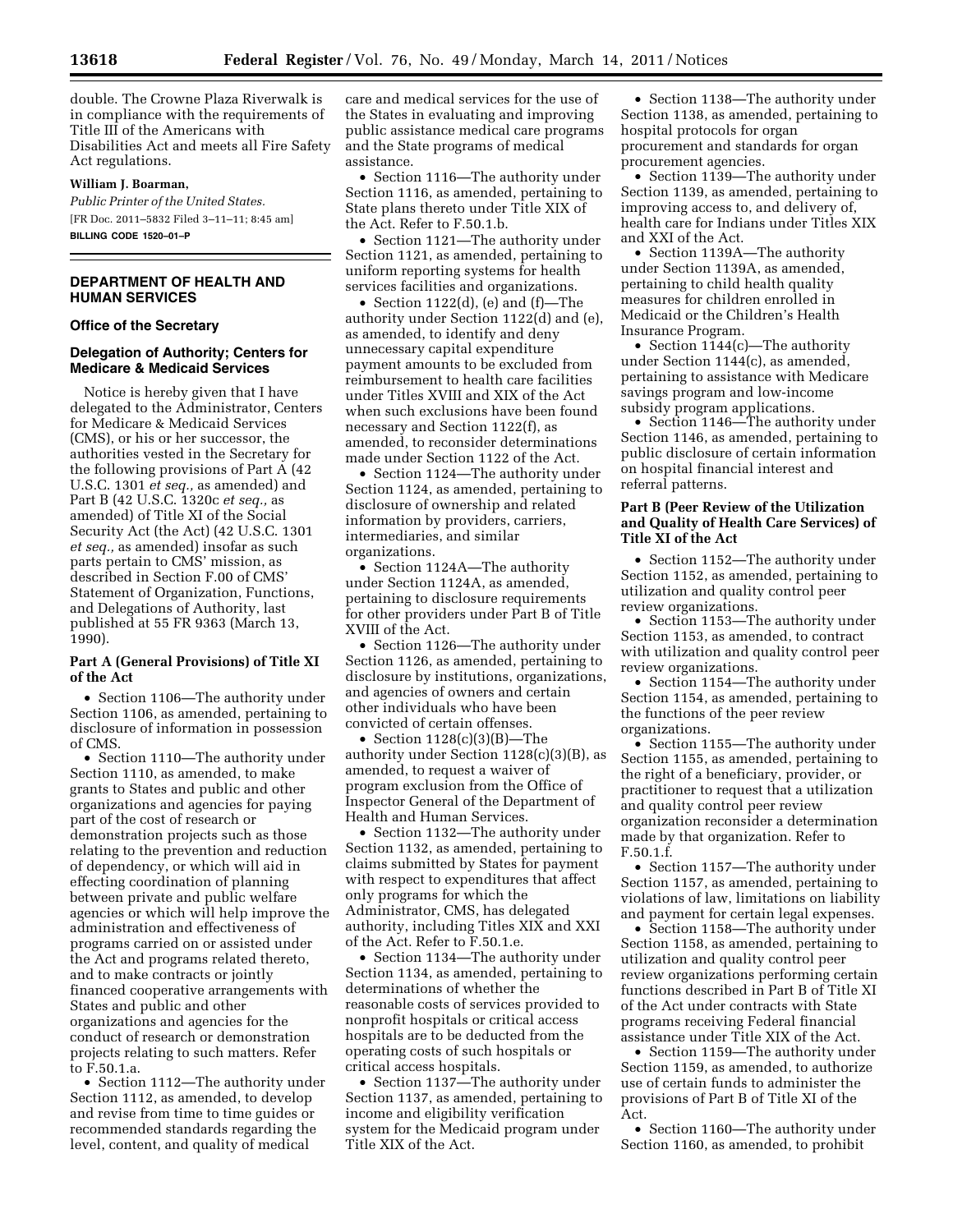double. The Crowne Plaza Riverwalk is in compliance with the requirements of Title III of the Americans with Disabilities Act and meets all Fire Safety Act regulations.

**William J. Boarman,**

*Public Printer of the United States.*

[FR Doc. 2011–5832 Filed 3–11–11; 8:45 am]

**BILLING CODE 1520–01–P**

## DEPARTMENT OF HEALTH AND HUMAN SERVICES

### Office of the Secretary

### Delegation of Authority; Centers for Medicare & Medicaid Services

Notice is hereby given that I have delegated to the Administrator, Centers for Medicare & Medicaid Services (CMS), or his or her successor, the authorities vested in the Secretary for the following provisions of Part A (42 U.S.C. 1301 *et seq.,* as amended) and Part B (42 U.S.C. 1320c *et seq.,* as amended) of Title XI of the Social Security Act (the Act) (42 U.S.C. 1301 *et seq.,* as amended) insofar as such parts pertain to CMS' mission, as described in Section F.00 of CMS' Statement of Organization, Functions, and Delegations of Authority, last published at 55 FR 9363 (March 13, 1990).

#### Part A (General Provisions) of Title XI of the Act

- Section 1106—The authority under Section 1106, as amended, pertaining to disclosure of information in possession of CMS.
- Section 1110—The authority under Section 1110, as amended, to make grants to States and public and other organizations and agencies for paying part of the cost of research or demonstration projects such as those relating to the prevention and reduction of dependency, or which will aid in effecting coordination of planning between private and public welfare agencies or which will help improve the administration and effectiveness of programs carried on or assisted under the Act and programs related thereto, and to make contracts or jointly financed cooperative arrangements with States and public and other organizations and agencies for the conduct of research or demonstration projects relating to such matters. Refer to F.50.1.a.
- Section 1112—The authority under Section 1112, as amended, to develop and revise from time to time guides or recommended standards regarding the level, content, and quality of medical care and medical services for the use of the States in evaluating and improving public assistance medical care programs and the State programs of medical assistance.
- Section 1116—The authority under Section 1116, as amended, pertaining to State plans thereto under Title XIX of the Act. Refer to F.50.1.b.
- Section 1121—The authority under Section 1121, as amended, pertaining to uniform reporting systems for health services facilities and organizations.
- Section 1122(d), (e) and (f)—The authority under Section 1122(d) and (e), as amended, to identify and deny unnecessary capital expenditure payment amounts to be excluded from reimbursement to health care facilities under Titles XVIII and XIX of the Act when such exclusions have been found necessary and Section 1122(f), as amended, to reconsider determinations made under Section 1122 of the Act.
- Section 1124—The authority under Section 1124, as amended, pertaining to disclosure of ownership and related information by providers, carriers, intermediaries, and similar organizations.
- Section 1124A—The authority under Section 1124A, as amended, pertaining to disclosure requirements for other providers under Part B of Title XVIII of the Act.
- Section 1126—The authority under Section 1126, as amended, pertaining to disclosure by institutions, organizations, and agencies of owners and certain other individuals who have been convicted of certain offenses.
- Section 1128(c)(3)(B)—The authority under Section 1128(c)(3)(B), as amended, to request a waiver of program exclusion from the Office of Inspector General of the Department of Health and Human Services.
- Section 1132—The authority under Section 1132, as amended, pertaining to claims submitted by States for payment with respect to expenditures that affect only programs for which the Administrator, CMS, has delegated authority, including Titles XIX and XXI of the Act. Refer to F.50.1.e.
- Section 1134—The authority under Section 1134, as amended, pertaining to determinations of whether the reasonable costs of services provided to nonprofit hospitals or critical access hospitals are to be deducted from the operating costs of such hospitals or critical access hospitals.
- Section 1137—The authority under Section 1137, as amended, pertaining to income and eligibility verification system for the Medicaid program under Title XIX of the Act.
- Section 1138—The authority under Section 1138, as amended, pertaining to hospital protocols for organ procurement and standards for organ procurement agencies.
- Section 1139—The authority under Section 1139, as amended, pertaining to improving access to, and delivery of, health care for Indians under Titles XIX and XXI of the Act.
- Section 1139A—The authority under Section 1139A, as amended, pertaining to child health quality measures for children enrolled in Medicaid or the Children's Health Insurance Program.
- Section 1144(c)—The authority under Section 1144(c), as amended, pertaining to assistance with Medicare savings program and low-income subsidy program applications.
- Section 1146—The authority under Section 1146, as amended, pertaining to public disclosure of certain information on hospital financial interest and referral patterns.

#### Part B (Peer Review of the Utilization and Quality of Health Care Services) of Title XI of the Act

- Section 1152—The authority under Section 1152, as amended, pertaining to utilization and quality control peer review organizations.
- Section 1153—The authority under Section 1153, as amended, to contract with utilization and quality control peer review organizations.
- Section 1154—The authority under Section 1154, as amended, pertaining to the functions of the peer review organizations.
- Section 1155—The authority under Section 1155, as amended, pertaining to the right of a beneficiary, provider, or practitioner to request that a utilization and quality control peer review organization reconsider a determination made by that organization. Refer to F.50.1.f.
- Section 1157—The authority under Section 1157, as amended, pertaining to violations of law, limitations on liability and payment for certain legal expenses.
- Section 1158—The authority under Section 1158, as amended, pertaining to utilization and quality control peer review organizations performing certain functions described in Part B of Title XI of the Act under contracts with State programs receiving Federal financial assistance under Title XIX of the Act.
- Section 1159—The authority under Section 1159, as amended, to authorize use of certain funds to administer the provisions of Part B of Title XI of the Act.
- Section 1160—The authority under Section 1160, as amended, to prohibit